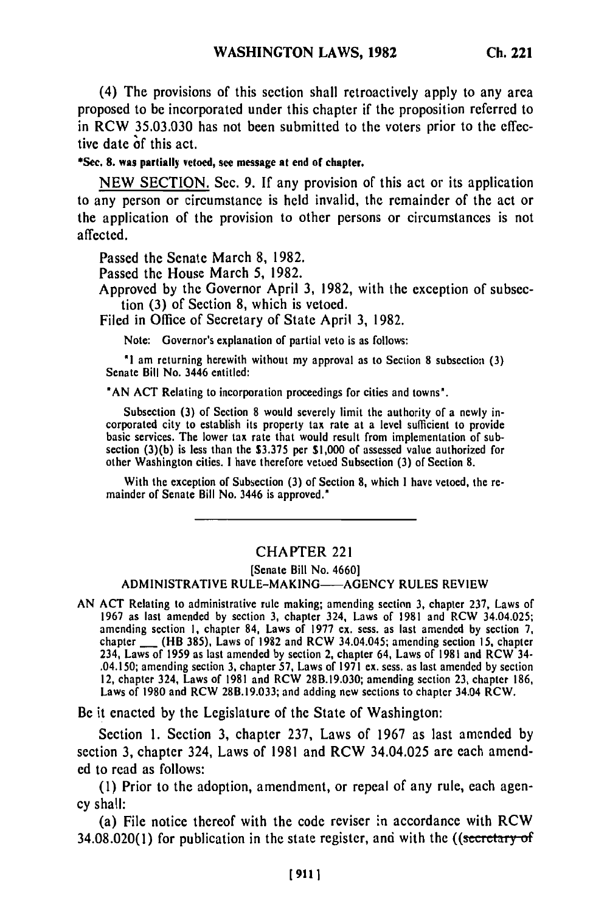(4) The provisions of this section shall retroactively apply to any area proposed to be incorporated under this chapter if the proposition referred to in RCW 35.03.030 has not been submitted to the voters prior to the effective date of this act.

*Sec. 8. was partially vetoed, see message at end of chapter.

NEW SECTION. Sec. 9. If any provision of this act or its application to any person or circumstance is held invalid, the remainder of the act or the application of the provision to other persons or circumstances is not affected.

Passed the Senate March 8, 1982.

Passed the House March 5, 1982.

Approved by the Governor April 3, 1982, with the exception of subsection (3) of Section 8, which is vetoed.

Filed in Office of Secretary of State April 3, 1982.

Note: Governor's explanation of partial veto is as follows:

"I am returning herewith without my approval as to Section 8 subsection (3) Senate Bill No. 3446 entitled:

"AN ACT Relating to incorporation proceedings for cities and towns".

Subsection (3) of Section 8 would severely limit the authority of a newly incorporated city to establish its property tax rate at a level sufficient to provide basic services. The lower tax rate that would result from implementation of subsection (3)(b) is less than the $3.375 per $1,000 of assessed value authorized for other Washington cities. I have therefore vetoed Subsection (3) of Section 8.

With the exception of Subsection (3) of Section 8, which I have vetoed, the remainder of Senate Bill No. 3446 is approved."

---

## CHAPTER 221

[Senate Bill No. 4660]

ADMINISTRATIVE RULE-MAKING—AGENCY RULES REVIEW

AN ACT Relating to administrative rule making; amending section 3, chapter 237, Laws of 1967 as last amended by section 3, chapter 324, Laws of 1981 and RCW 34.04.025; amending section 1, chapter 84, Laws of 1977 ex. sess. as last amended by section 7, chapter ___ (HB 385), Laws of 1982 and RCW 34.04.045; amending section 15, chapter 234, Laws of 1959 as last amended by section 2, chapter 64, Laws of 1981 and RCW 34.04.150; amending section 3, chapter 57, Laws of 1971 ex. sess. as last amended by section 12, chapter 324, Laws of 1981 and RCW 28B.19.030; amending section 23, chapter 186, Laws of 1980 and RCW 28B.19.033; and adding new sections to chapter 34.04 RCW.

Be it enacted by the Legislature of the State of Washington:

Section 1. Section 3, chapter 237, Laws of 1967 as last amended by section 3, chapter 324, Laws of 1981 and RCW 34.04.025 are each amended to read as follows:

(1) Prior to the adoption, amendment, or repeal of any rule, each agency shall:

(a) File notice thereof with the code reviser in accordance with RCW 34.08.020(1) for publication in the state register, and with the ((~~secretary of~~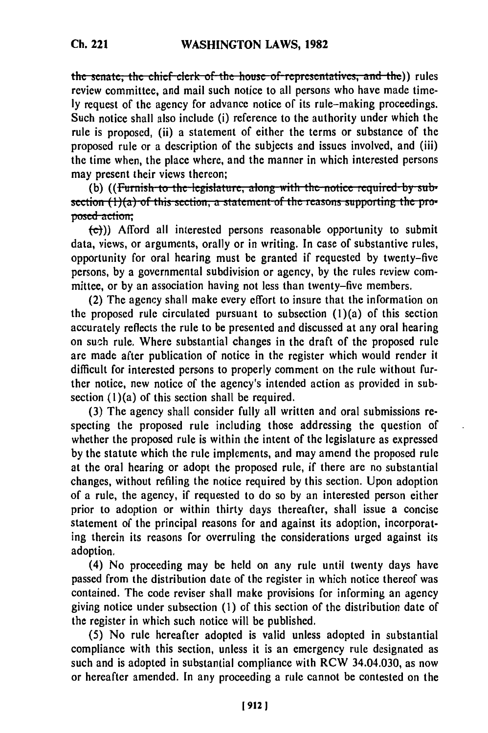~~the senate, the chief clerk of the house of representatives, and the~~)) rules review committee, and mail such notice to all persons who have made timely request of the agency for advance notice of its rule-making proceedings. Such notice shall also include (i) reference to the authority under which the rule is proposed, (ii) a statement of either the terms or substance of the proposed rule or a description of the subjects and issues involved, and (iii) the time when, the place where, and the manner in which interested persons may present their views thereon;

(b) ((~~Furnish to the legislature, along with the notice required by subsection (1)(a) of this section, a statement of the reasons supporting the proposed action;~~

~~(c)~~)) Afford all interested persons reasonable opportunity to submit data, views, or arguments, orally or in writing. In case of substantive rules, opportunity for oral hearing must be granted if requested by twenty-five persons, by a governmental subdivision or agency, by the rules review committee, or by an association having not less than twenty-five members.

(2) The agency shall make every effort to insure that the information on the proposed rule circulated pursuant to subsection (1)(a) of this section accurately reflects the rule to be presented and discussed at any oral hearing on such rule. Where substantial changes in the draft of the proposed rule are made after publication of notice in the register which would render it difficult for interested persons to properly comment on the rule without further notice, new notice of the agency's intended action as provided in subsection (1)(a) of this section shall be required.

(3) The agency shall consider fully all written and oral submissions respecting the proposed rule including those addressing the question of whether the proposed rule is within the intent of the legislature as expressed by the statute which the rule implements, and may amend the proposed rule at the oral hearing or adopt the proposed rule, if there are no substantial changes, without refiling the notice required by this section. Upon adoption of a rule, the agency, if requested to do so by an interested person either prior to adoption or within thirty days thereafter, shall issue a concise statement of the principal reasons for and against its adoption, incorporating therein its reasons for overruling the considerations urged against its adoption.

(4) No proceeding may be held on any rule until twenty days have passed from the distribution date of the register in which notice thereof was contained. The code reviser shall make provisions for informing an agency giving notice under subsection (1) of this section of the distribution date of the register in which such notice will be published.

(5) No rule hereafter adopted is valid unless adopted in substantial compliance with this section, unless it is an emergency rule designated as such and is adopted in substantial compliance with RCW 34.04.030, as now or hereafter amended. In any proceeding a rule cannot be contested on the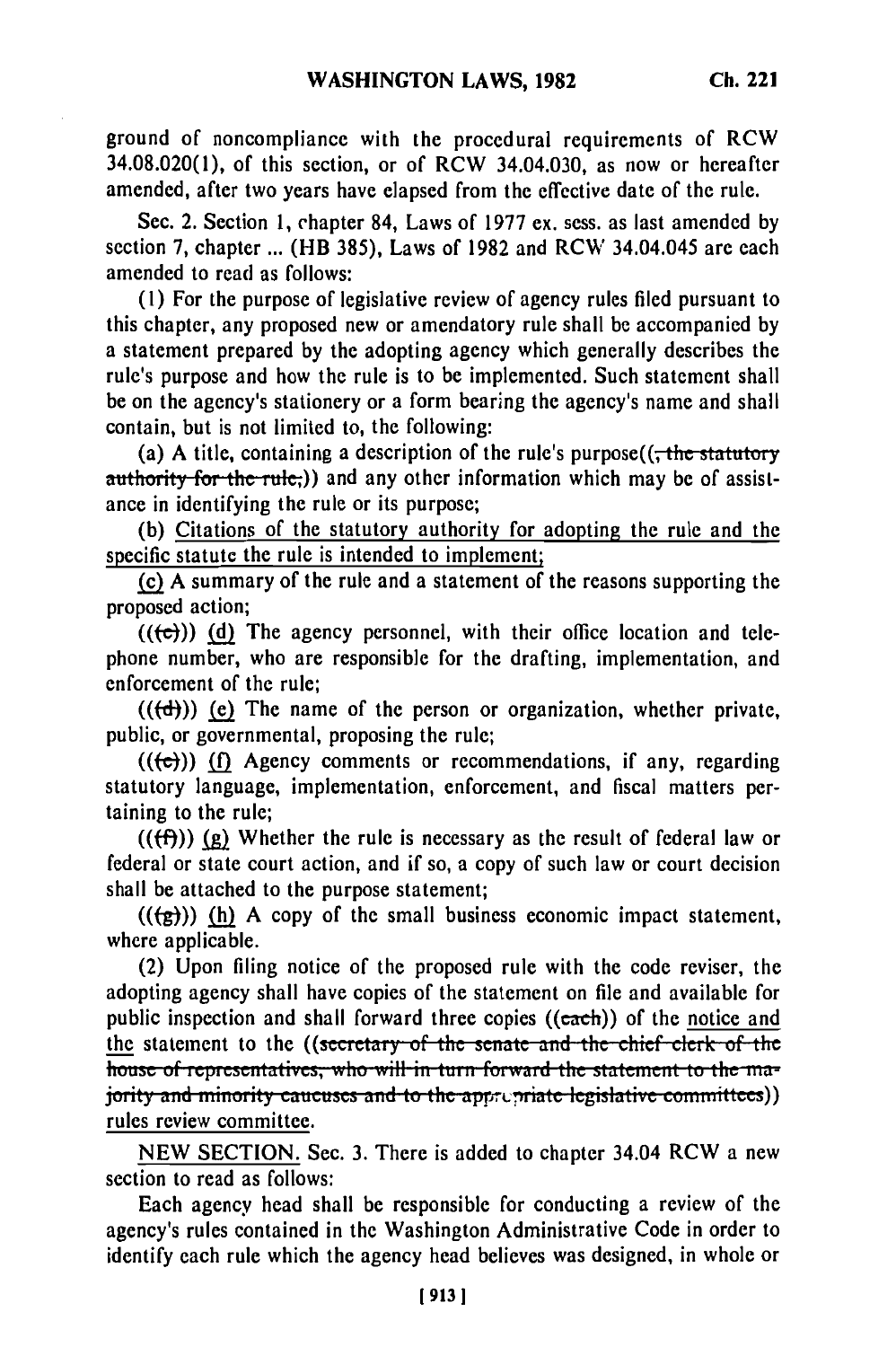ground of noncompliance with the procedural requirements of RCW 34.08.020(1), of this section, or of RCW 34.04.030, as now or hereafter amended, after two years have elapsed from the effective date of the rule.

Sec. 2. Section 1, chapter 84, Laws of 1977 ex. sess. as last amended by section 7, chapter ... (HB 385), Laws of 1982 and RCW 34.04.045 are each amended to read as follows:

(1) For the purpose of legislative review of agency rules filed pursuant to this chapter, any proposed new or amendatory rule shall be accompanied by a statement prepared by the adopting agency which generally describes the rule's purpose and how the rule is to be implemented. Such statement shall be on the agency's stationery or a form bearing the agency's name and shall contain, but is not limited to, the following:

(a) A title, containing a description of the rule's purpose((~~, the statutory authority for the rule,~~)) and any other information which may be of assistance in identifying the rule or its purpose;

(b) <u>Citations of the statutory authority for adopting the rule and the specific statute the rule is intended to implement;</u>

<u>(c)</u> A summary of the rule and a statement of the reasons supporting the proposed action;

((~~(c)~~)) <u>(d)</u> The agency personnel, with their office location and telephone number, who are responsible for the drafting, implementation, and enforcement of the rule;

((~~(d)~~)) <u>(e)</u> The name of the person or organization, whether private, public, or governmental, proposing the rule;

((~~(e)~~)) <u>(f)</u> Agency comments or recommendations, if any, regarding statutory language, implementation, enforcement, and fiscal matters pertaining to the rule;

((~~(f)~~)) <u>(g)</u> Whether the rule is necessary as the result of federal law or federal or state court action, and if so, a copy of such law or court decision shall be attached to the purpose statement;

((~~(g)~~)) <u>(h)</u> A copy of the small business economic impact statement, where applicable.

(2) Upon filing notice of the proposed rule with the code reviser, the adopting agency shall have copies of the statement on file and available for public inspection and shall forward three copies ((~~each~~)) of the <u>notice and the</u> statement to the ((~~secretary of the senate and the chief clerk of the house of representatives, who will in turn forward the statement to the majority and minority caucuses and to the appropriate legislative committees~~)) <u>rules review committee</u>.

NEW SECTION. Sec. 3. There is added to chapter 34.04 RCW a new section to read as follows:

Each agency head shall be responsible for conducting a review of the agency's rules contained in the Washington Administrative Code in order to identify each rule which the agency head believes was designed, in whole or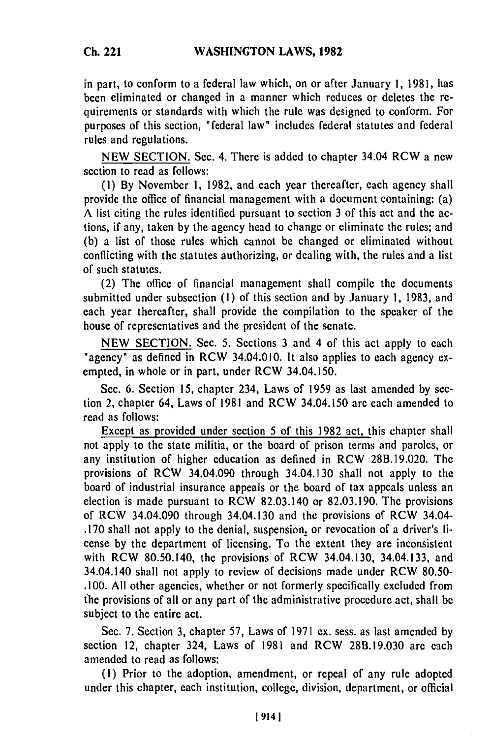in part, to conform to a federal law which, on or after January 1, 1981, has been eliminated or changed in a manner which reduces or deletes the requirements or standards with which the rule was designed to conform. For purposes of this section, "federal law" includes federal statutes and federal rules and regulations.

NEW SECTION. Sec. 4. There is added to chapter 34.04 RCW a new section to read as follows:

(1) By November 1, 1982, and each year thereafter, each agency shall provide the office of financial management with a document containing: (a) A list citing the rules identified pursuant to section 3 of this act and the actions, if any, taken by the agency head to change or eliminate the rules; and (b) a list of those rules which cannot be changed or eliminated without conflicting with the statutes authorizing, or dealing with, the rules and a list of such statutes.

(2) The office of financial management shall compile the documents submitted under subsection (1) of this section and by January 1, 1983, and each year thereafter, shall provide the compilation to the speaker of the house of representatives and the president of the senate.

NEW SECTION. Sec. 5. Sections 3 and 4 of this act apply to each "agency" as defined in RCW 34.04.010. It also applies to each agency exempted, in whole or in part, under RCW 34.04.150.

Sec. 6. Section 15, chapter 234, Laws of 1959 as last amended by section 2, chapter 64, Laws of 1981 and RCW 34.04.150 are each amended to read as follows:

Except as provided under section 5 of this 1982 act, this chapter shall not apply to the state militia, or the board of prison terms and paroles, or any institution of higher education as defined in RCW 28B.19.020. The provisions of RCW 34.04.090 through 34.04.130 shall not apply to the board of industrial insurance appeals or the board of tax appeals unless an election is made pursuant to RCW 82.03.140 or 82.03.190. The provisions of RCW 34.04.090 through 34.04.130 and the provisions of RCW 34.04.170 shall not apply to the denial, suspension, or revocation of a driver's license by the department of licensing. To the extent they are inconsistent with RCW 80.50.140, the provisions of RCW 34.04.130, 34.04.133, and 34.04.140 shall not apply to review of decisions made under RCW 80.50.100. All other agencies, whether or not formerly specifically excluded from the provisions of all or any part of the administrative procedure act, shall be subject to the entire act.

Sec. 7. Section 3, chapter 57, Laws of 1971 ex. sess. as last amended by section 12, chapter 324, Laws of 1981 and RCW 28B.19.030 are each amended to read as follows:

(1) Prior to the adoption, amendment, or repeal of any rule adopted under this chapter, each institution, college, division, department, or official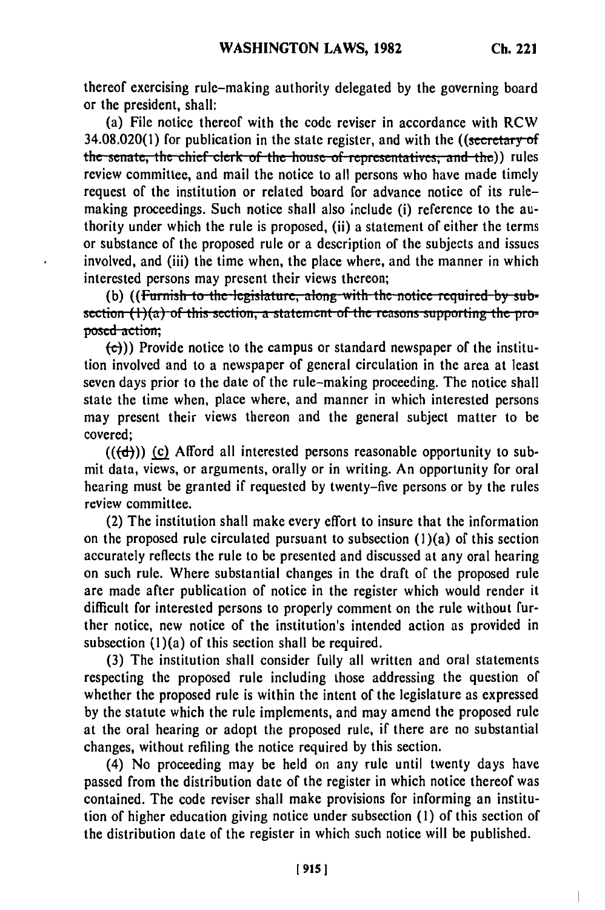thereof exercising rule-making authority delegated by the governing board or the president, shall:

(a) File notice thereof with the code reviser in accordance with RCW 34.08.020(1) for publication in the state register, and with the ((~~secretary of the senate, the chief clerk of the house of representatives, and the~~)) rules review committee, and mail the notice to all persons who have made timely request of the institution or related board for advance notice of its rule-making proceedings. Such notice shall also include (i) reference to the authority under which the rule is proposed, (ii) a statement of either the terms or substance of the proposed rule or a description of the subjects and issues involved, and (iii) the time when, the place where, and the manner in which interested persons may present their views thereon;

(b) ((~~Furnish to the legislature, along with the notice required by subsection (1)(a) of this section, a statement of the reasons supporting the proposed action;~~

~~(c)~~)) Provide notice to the campus or standard newspaper of the institution involved and to a newspaper of general circulation in the area at least seven days prior to the date of the rule-making proceeding. The notice shall state the time when, place where, and manner in which interested persons may present their views thereon and the general subject matter to be covered;

((~~(d)~~)) <u>(c)</u> Afford all interested persons reasonable opportunity to submit data, views, or arguments, orally or in writing. An opportunity for oral hearing must be granted if requested by twenty-five persons or by the rules review committee.

(2) The institution shall make every effort to insure that the information on the proposed rule circulated pursuant to subsection (1)(a) of this section accurately reflects the rule to be presented and discussed at any oral hearing on such rule. Where substantial changes in the draft of the proposed rule are made after publication of notice in the register which would render it difficult for interested persons to properly comment on the rule without further notice, new notice of the institution's intended action as provided in subsection (1)(a) of this section shall be required.

(3) The institution shall consider fully all written and oral statements respecting the proposed rule including those addressing the question of whether the proposed rule is within the intent of the legislature as expressed by the statute which the rule implements, and may amend the proposed rule at the oral hearing or adopt the proposed rule, if there are no substantial changes, without refiling the notice required by this section.

(4) No proceeding may be held on any rule until twenty days have passed from the distribution date of the register in which notice thereof was contained. The code reviser shall make provisions for informing an institution of higher education giving notice under subsection (1) of this section of the distribution date of the register in which such notice will be published.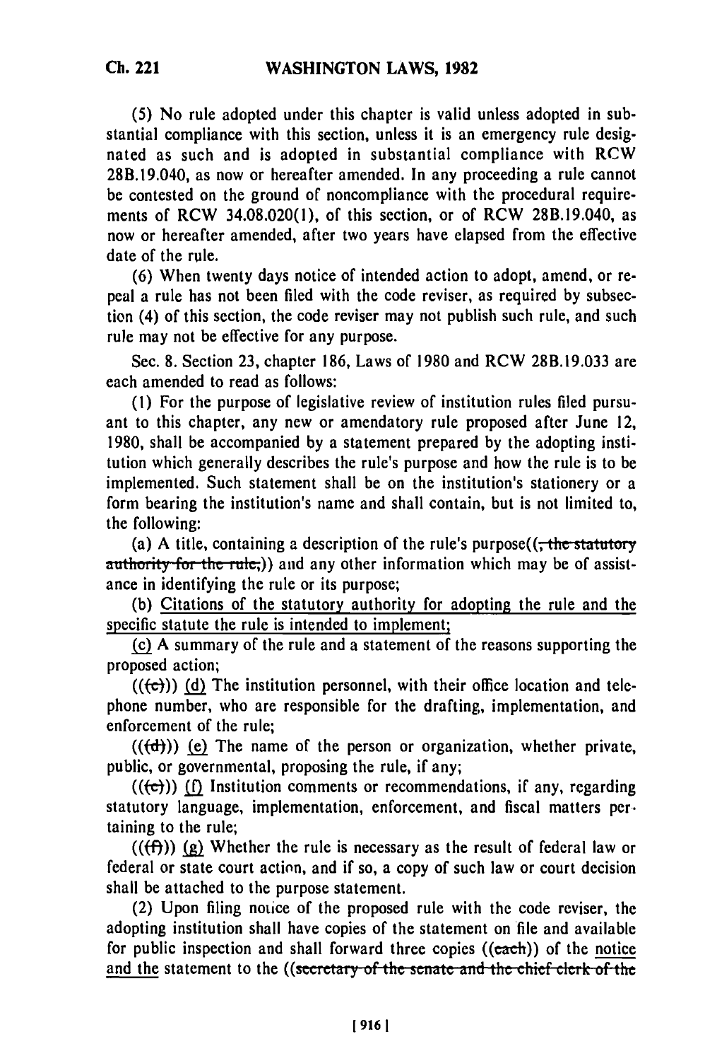(5) No rule adopted under this chapter is valid unless adopted in substantial compliance with this section, unless it is an emergency rule designated as such and is adopted in substantial compliance with RCW 28B.19.040, as now or hereafter amended. In any proceeding a rule cannot be contested on the ground of noncompliance with the procedural requirements of RCW 34.08.020(1), of this section, or of RCW 28B.19.040, as now or hereafter amended, after two years have elapsed from the effective date of the rule.

(6) When twenty days notice of intended action to adopt, amend, or repeal a rule has not been filed with the code reviser, as required by subsection (4) of this section, the code reviser may not publish such rule, and such rule may not be effective for any purpose.

Sec. 8. Section 23, chapter 186, Laws of 1980 and RCW 28B.19.033 are each amended to read as follows:

(1) For the purpose of legislative review of institution rules filed pursuant to this chapter, any new or amendatory rule proposed after June 12, 1980, shall be accompanied by a statement prepared by the adopting institution which generally describes the rule's purpose and how the rule is to be implemented. Such statement shall be on the institution's stationery or a form bearing the institution's name and shall contain, but is not limited to, the following:

(a) A title, containing a description of the rule's purpose((~~, the statutory authority for the rule,~~)) and any other information which may be of assistance in identifying the rule or its purpose;

(b) Citations of the statutory authority for adopting the rule and the specific statute the rule is intended to implement;

(c) A summary of the rule and a statement of the reasons supporting the proposed action;

((~~(c)~~)) (d) The institution personnel, with their office location and telephone number, who are responsible for the drafting, implementation, and enforcement of the rule;

((~~(d)~~)) (e) The name of the person or organization, whether private, public, or governmental, proposing the rule, if any;

((~~(e)~~)) (f) Institution comments or recommendations, if any, regarding statutory language, implementation, enforcement, and fiscal matters pertaining to the rule;

((~~(f)~~)) (g) Whether the rule is necessary as the result of federal law or federal or state court action, and if so, a copy of such law or court decision shall be attached to the purpose statement.

(2) Upon filing notice of the proposed rule with the code reviser, the adopting institution shall have copies of the statement on file and available for public inspection and shall forward three copies ((~~each~~)) of the notice and the statement to the ((~~secretary of the senate and the chief clerk of the~~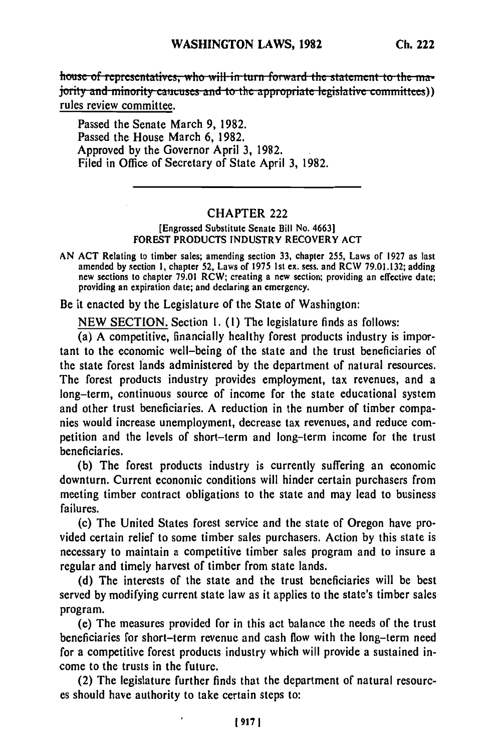~~house of representatives, who will in turn forward the statement to the majority and minority caucuses and to the appropriate legislative committees~~)) rules review committee.

Passed the Senate March 9, 1982.
Passed the House March 6, 1982.
Approved by the Governor April 3, 1982.
Filed in Office of Secretary of State April 3, 1982.

---

## CHAPTER 222

[Engrossed Substitute Senate Bill No. 4663]
FOREST PRODUCTS INDUSTRY RECOVERY ACT

AN ACT Relating to timber sales; amending section 33, chapter 255, Laws of 1927 as last amended by section 1, chapter 52, Laws of 1975 1st ex. sess. and RCW 79.01.132; adding new sections to chapter 79.01 RCW; creating a new section; providing an effective date; providing an expiration date; and declaring an emergency.

Be it enacted by the Legislature of the State of Washington:

NEW SECTION. Section 1. (1) The legislature finds as follows:

(a) A competitive, financially healthy forest products industry is important to the economic well-being of the state and the trust beneficiaries of the state forest lands administered by the department of natural resources. The forest products industry provides employment, tax revenues, and a long-term, continuous source of income for the state educational system and other trust beneficiaries. A reduction in the number of timber companies would increase unemployment, decrease tax revenues, and reduce competition and the levels of short-term and long-term income for the trust beneficiaries.

(b) The forest products industry is currently suffering an economic downturn. Current economic conditions will hinder certain purchasers from meeting timber contract obligations to the state and may lead to business failures.

(c) The United States forest service and the state of Oregon have provided certain relief to some timber sales purchasers. Action by this state is necessary to maintain a competitive timber sales program and to insure a regular and timely harvest of timber from state lands.

(d) The interests of the state and the trust beneficiaries will be best served by modifying current state law as it applies to the state's timber sales program.

(e) The measures provided for in this act balance the needs of the trust beneficiaries for short-term revenue and cash flow with the long-term need for a competitive forest products industry which will provide a sustained income to the trusts in the future.

(2) The legislature further finds that the department of natural resources should have authority to take certain steps to: